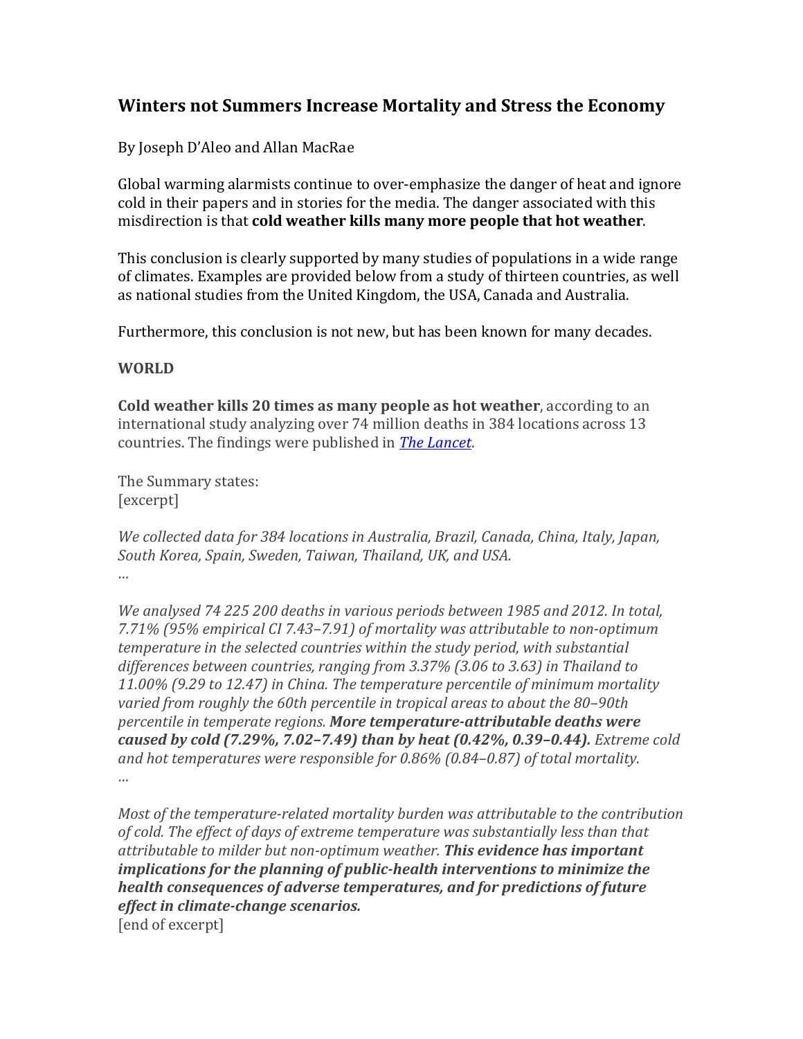## Winters not Summers Increase Mortality and Stress the Economy

By Joseph D'Aleo and Allan MacRae

Global warming alarmists continue to over-emphasize the danger of heat and ignore cold in their papers and in stories for the media. The danger associated with this misdirection is that **cold weather kills many more people that hot weather**.

This conclusion is clearly supported by many studies of populations in a wide range of climates. Examples are provided below from a study of thirteen countries, as well as national studies from the United Kingdom, the USA, Canada and Australia.

Furthermore, this conclusion is not new, but has been known for many decades.

**WORLD**

**Cold weather kills 20 times as many people as hot weather**, according to an international study analyzing over 74 million deaths in 384 locations across 13 countries. The findings were published in ***The Lancet***.

The Summary states:
[excerpt]

*We collected data for 384 locations in Australia, Brazil, Canada, China, Italy, Japan, South Korea, Spain, Sweden, Taiwan, Thailand, UK, and USA.*
*…*

*We analysed 74 225 200 deaths in various periods between 1985 and 2012. In total, 7.71% (95% empirical CI 7.43–7.91) of mortality was attributable to non-optimum temperature in the selected countries within the study period, with substantial differences between countries, ranging from 3.37% (3.06 to 3.63) in Thailand to 11.00% (9.29 to 12.47) in China. The temperature percentile of minimum mortality varied from roughly the 60th percentile in tropical areas to about the 80–90th percentile in temperate regions.* ***More temperature-attributable deaths were caused by cold (7.29%, 7.02–7.49) than by heat (0.42%, 0.39–0.44).*** *Extreme cold and hot temperatures were responsible for 0.86% (0.84–0.87) of total mortality.*
*…*

*Most of the temperature-related mortality burden was attributable to the contribution of cold. The effect of days of extreme temperature was substantially less than that attributable to milder but non-optimum weather.* ***This evidence has important implications for the planning of public-health interventions to minimize the health consequences of adverse temperatures, and for predictions of future effect in climate-change scenarios.***
[end of excerpt]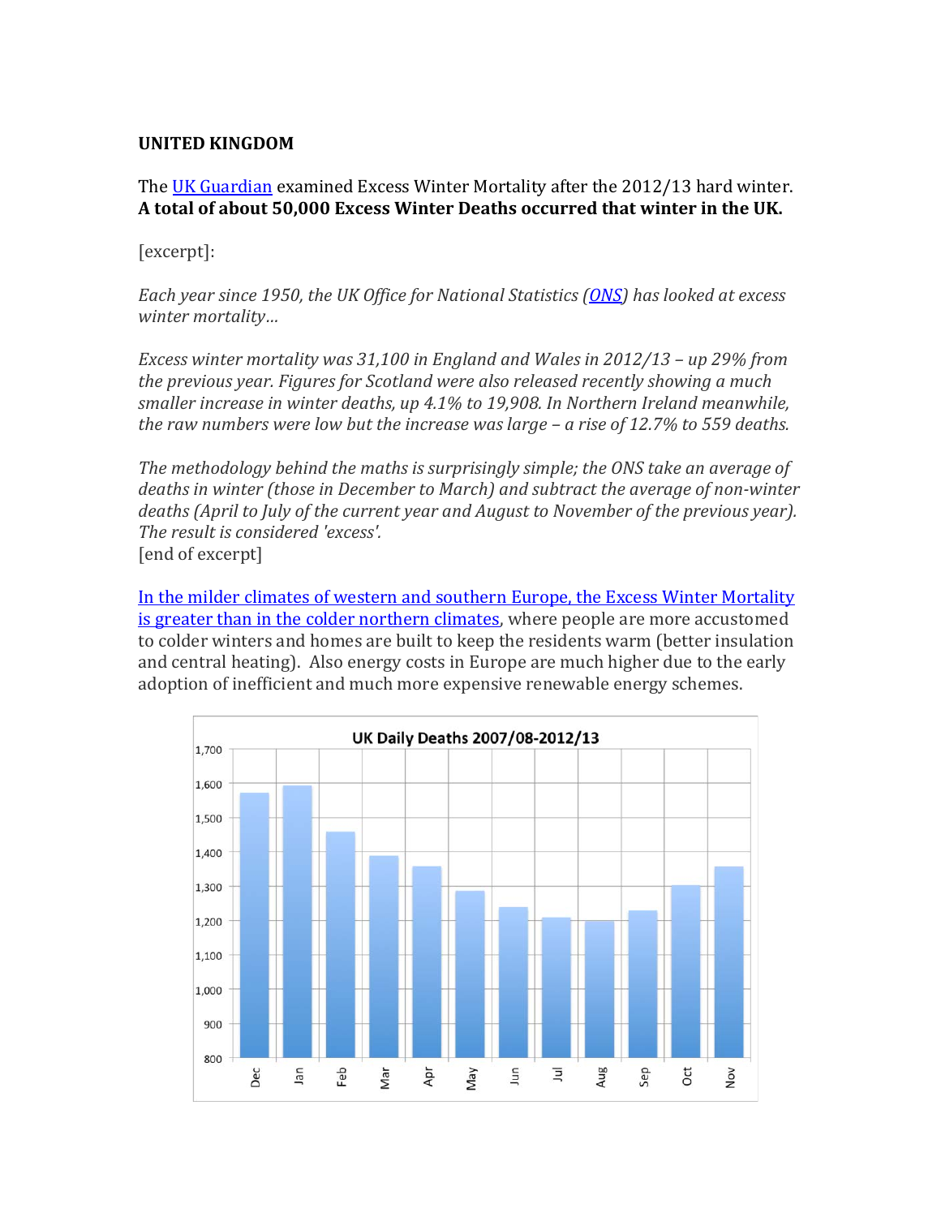**UNITED KINGDOM**

The UK Guardian examined Excess Winter Mortality after the 2012/13 hard winter. **A total of about 50,000 Excess Winter Deaths occurred that winter in the UK.**

[excerpt]:

*Each year since 1950, the UK Office for National Statistics (ONS) has looked at excess winter mortality…*

*Excess winter mortality was 31,100 in England and Wales in 2012/13 – up 29% from the previous year. Figures for Scotland were also released recently showing a much smaller increase in winter deaths, up 4.1% to 19,908. In Northern Ireland meanwhile, the raw numbers were low but the increase was large – a rise of 12.7% to 559 deaths.*

*The methodology behind the maths is surprisingly simple; the ONS take an average of deaths in winter (those in December to March) and subtract the average of non-winter deaths (April to July of the current year and August to November of the previous year). The result is considered 'excess'.*
[end of excerpt]

In the milder climates of western and southern Europe, the Excess Winter Mortality is greater than in the colder northern climates, where people are more accustomed to colder winters and homes are built to keep the residents warm (better insulation and central heating). Also energy costs in Europe are much higher due to the early adoption of inefficient and much more expensive renewable energy schemes.

UK Daily Deaths 2007/08-2012/13

1,700
1,600
1,500
1,400
1,300
1,200
1,100
1,000
900
800

Dec Jan Feb Mar Apr May Jun Jul Aug Sep Oct Nov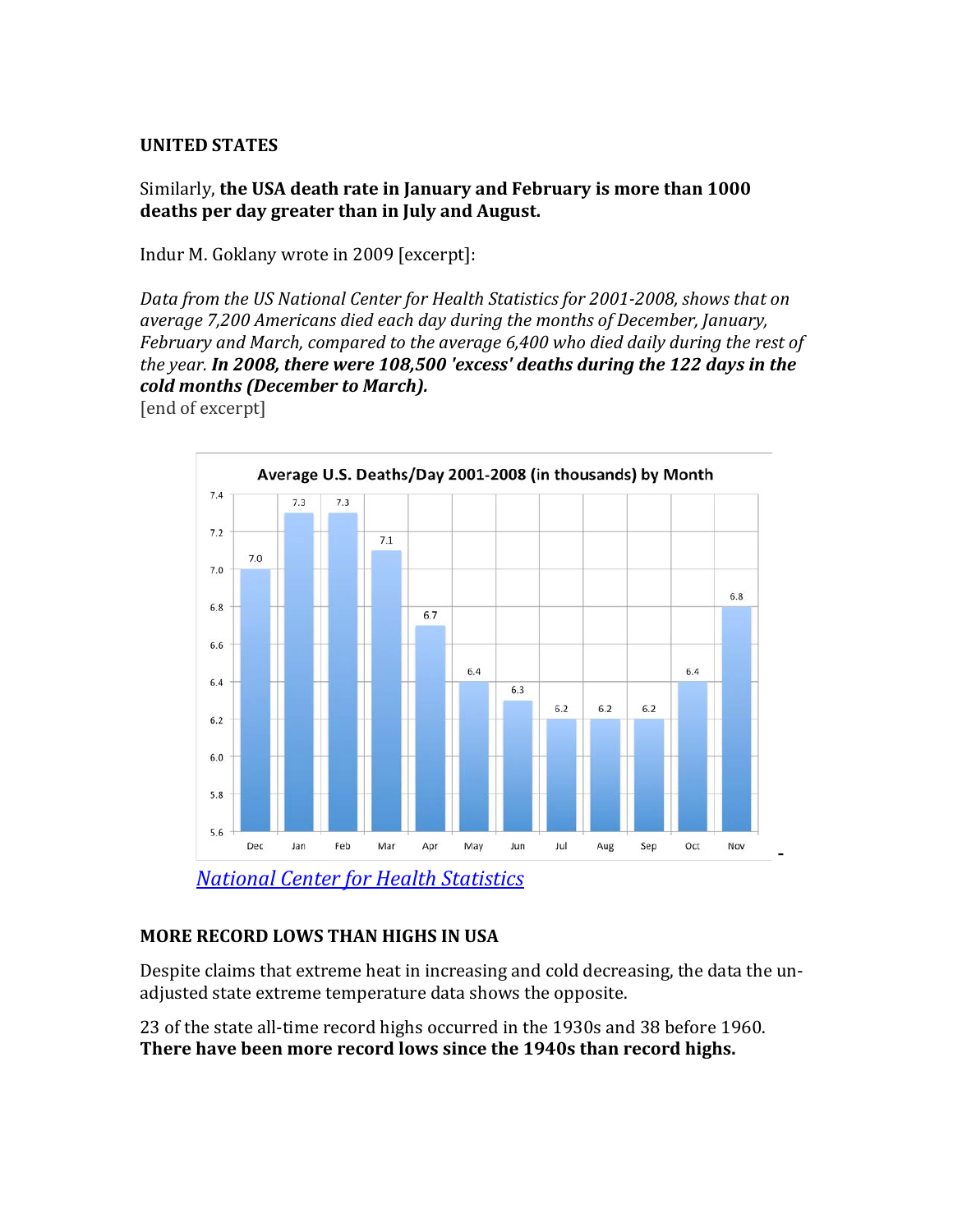**UNITED STATES**

Similarly, **the USA death rate in January and February is more than 1000 deaths per day greater than in July and August.**

Indur M. Goklany wrote in 2009 [excerpt]:

*Data from the US National Center for Health Statistics for 2001-2008, shows that on average 7,200 Americans died each day during the months of December, January, February and March, compared to the average 6,400 who died daily during the rest of the year.* ***In 2008, there were 108,500 'excess' deaths during the 122 days in the cold months (December to March).***
[end of excerpt]

Average U.S. Deaths/Day 2001-2008 (in thousands) by Month

7.4
7.2
7.0
6.8
6.6
6.4
6.2
6.0
5.8
5.6

7.0 7.3 7.3 7.1 6.7 6.4 6.3 6.2 6.2 6.2 6.4 6.8

Dec Jan Feb Mar Apr May Jun Jul Aug Sep Oct Nov

[National Center for Health Statistics]

**MORE RECORD LOWS THAN HIGHS IN USA**

Despite claims that extreme heat in increasing and cold decreasing, the data the un-adjusted state extreme temperature data shows the opposite.

23 of the state all-time record highs occurred in the 1930s and 38 before 1960. **There have been more record lows since the 1940s than record highs.**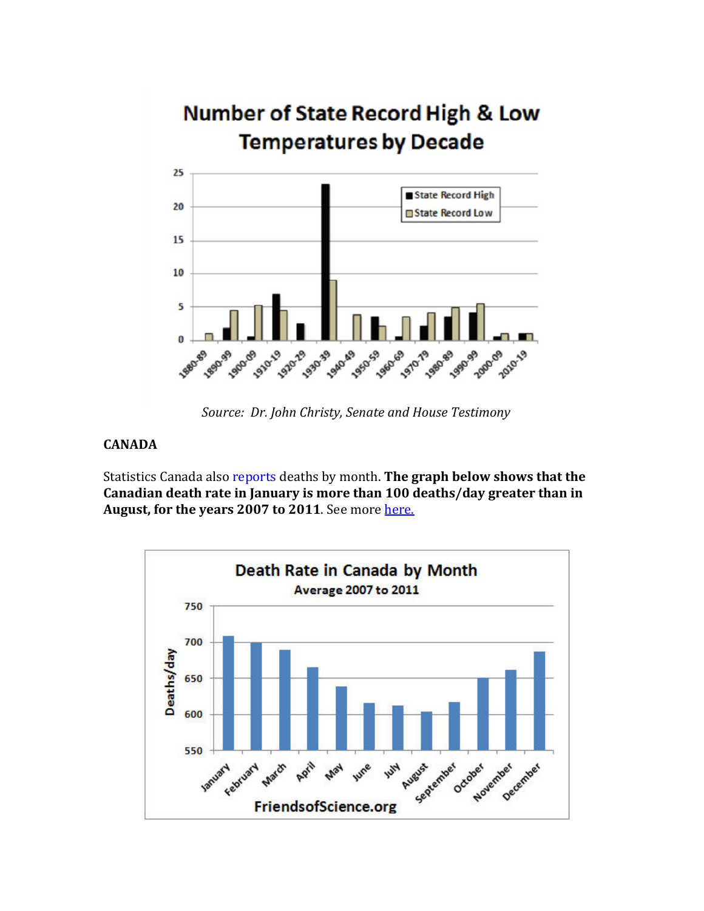Number of State Record High & Low Temperatures by Decade

25
20
15
10
5
0

State Record High
State Record Low

1880-89
1890-99
1900-09
1910-19
1920-29
1930-39
1940-49
1950-59
1960-69
1970-79
1980-89
1990-99
2000-09
2010-19

*Source: Dr. John Christy, Senate and House Testimony*

**CANADA**

Statistics Canada also reports deaths by month. **The graph below shows that the Canadian death rate in January is more than 100 deaths/day greater than in August, for the years 2007 to 2011**. See more here.

Death Rate in Canada by Month

Average 2007 to 2011

Deaths/day

750
700
650
600
550

January
February
March
April
May
June
July
August
September
October
November
December

FriendsofScience.org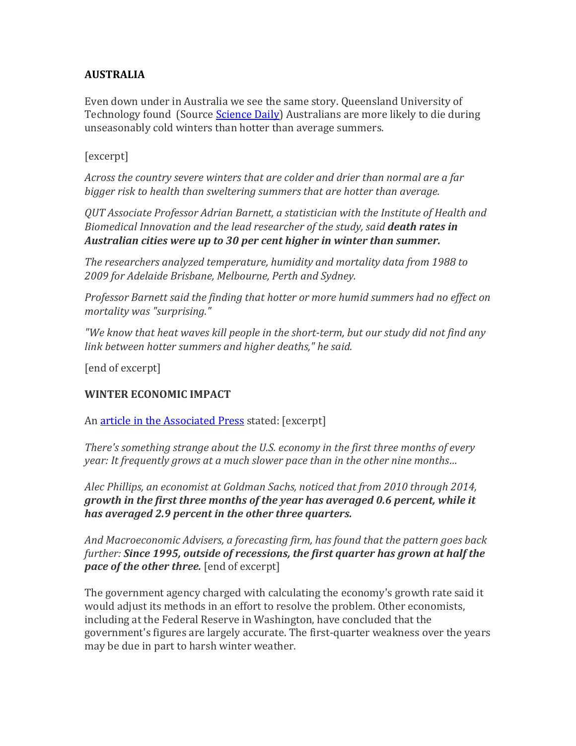**AUSTRALIA**

Even down under in Australia we see the same story. Queensland University of Technology found (Source [Science Daily](#)) Australians are more likely to die during unseasonably cold winters than hotter than average summers.

[excerpt]

*Across the country severe winters that are colder and drier than normal are a far bigger risk to health than sweltering summers that are hotter than average.*

*QUT Associate Professor Adrian Barnett, a statistician with the Institute of Health and Biomedical Innovation and the lead researcher of the study, said* ***death rates in Australian cities were up to 30 per cent higher in winter than summer.***

*The researchers analyzed temperature, humidity and mortality data from 1988 to 2009 for Adelaide Brisbane, Melbourne, Perth and Sydney.*

*Professor Barnett said the finding that hotter or more humid summers had no effect on mortality was "surprising."*

*"We know that heat waves kill people in the short-term, but our study did not find any link between hotter summers and higher deaths," he said.*

[end of excerpt]

**WINTER ECONOMIC IMPACT**

An [article in the Associated Press](#) stated: [excerpt]

*There's something strange about the U.S. economy in the first three months of every year: It frequently grows at a much slower pace than in the other nine months…*

*Alec Phillips, an economist at Goldman Sachs, noticed that from 2010 through 2014,* ***growth in the first three months of the year has averaged 0.6 percent, while it has averaged 2.9 percent in the other three quarters.***

*And Macroeconomic Advisers, a forecasting firm, has found that the pattern goes back further:* ***Since 1995, outside of recessions, the first quarter has grown at half the pace of the other three.*** [end of excerpt]

The government agency charged with calculating the economy's growth rate said it would adjust its methods in an effort to resolve the problem. Other economists, including at the Federal Reserve in Washington, have concluded that the government's figures are largely accurate. The first-quarter weakness over the years may be due in part to harsh winter weather.